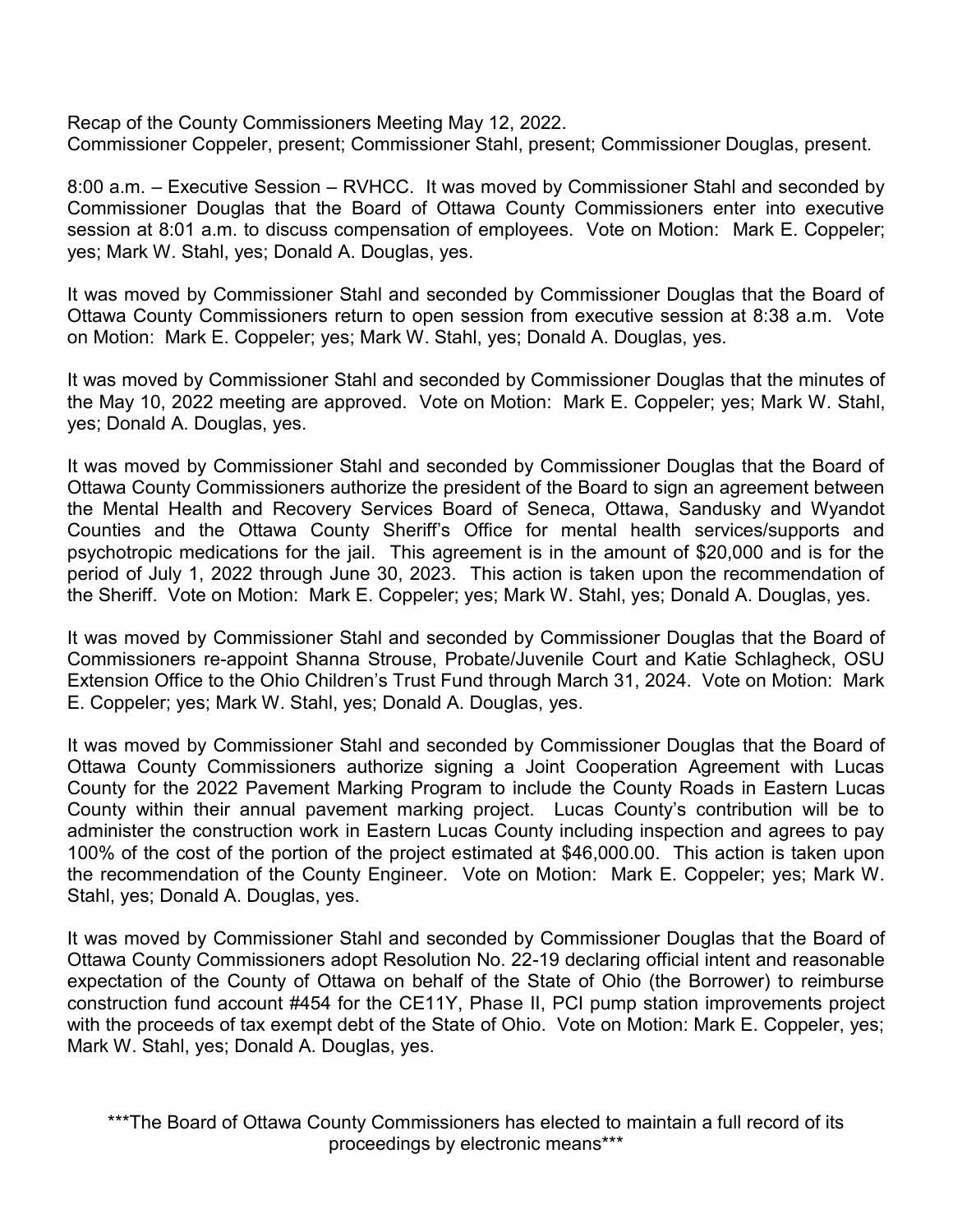Recap of the County Commissioners Meeting May 12, 2022.
Commissioner Coppeler, present; Commissioner Stahl, present; Commissioner Douglas, present.

8:00 a.m. – Executive Session – RVHCC. It was moved by Commissioner Stahl and seconded by Commissioner Douglas that the Board of Ottawa County Commissioners enter into executive session at 8:01 a.m. to discuss compensation of employees. Vote on Motion: Mark E. Coppeler; yes; Mark W. Stahl, yes; Donald A. Douglas, yes.

It was moved by Commissioner Stahl and seconded by Commissioner Douglas that the Board of Ottawa County Commissioners return to open session from executive session at 8:38 a.m. Vote on Motion: Mark E. Coppeler; yes; Mark W. Stahl, yes; Donald A. Douglas, yes.

It was moved by Commissioner Stahl and seconded by Commissioner Douglas that the minutes of the May 10, 2022 meeting are approved. Vote on Motion: Mark E. Coppeler; yes; Mark W. Stahl, yes; Donald A. Douglas, yes.

It was moved by Commissioner Stahl and seconded by Commissioner Douglas that the Board of Ottawa County Commissioners authorize the president of the Board to sign an agreement between the Mental Health and Recovery Services Board of Seneca, Ottawa, Sandusky and Wyandot Counties and the Ottawa County Sheriff's Office for mental health services/supports and psychotropic medications for the jail. This agreement is in the amount of $20,000 and is for the period of July 1, 2022 through June 30, 2023. This action is taken upon the recommendation of the Sheriff. Vote on Motion: Mark E. Coppeler; yes; Mark W. Stahl, yes; Donald A. Douglas, yes.

It was moved by Commissioner Stahl and seconded by Commissioner Douglas that the Board of Commissioners re-appoint Shanna Strouse, Probate/Juvenile Court and Katie Schlagheck, OSU Extension Office to the Ohio Children's Trust Fund through March 31, 2024. Vote on Motion: Mark E. Coppeler; yes; Mark W. Stahl, yes; Donald A. Douglas, yes.

It was moved by Commissioner Stahl and seconded by Commissioner Douglas that the Board of Ottawa County Commissioners authorize signing a Joint Cooperation Agreement with Lucas County for the 2022 Pavement Marking Program to include the County Roads in Eastern Lucas County within their annual pavement marking project. Lucas County's contribution will be to administer the construction work in Eastern Lucas County including inspection and agrees to pay 100% of the cost of the portion of the project estimated at $46,000.00. This action is taken upon the recommendation of the County Engineer. Vote on Motion: Mark E. Coppeler; yes; Mark W. Stahl, yes; Donald A. Douglas, yes.

It was moved by Commissioner Stahl and seconded by Commissioner Douglas that the Board of Ottawa County Commissioners adopt Resolution No. 22-19 declaring official intent and reasonable expectation of the County of Ottawa on behalf of the State of Ohio (the Borrower) to reimburse construction fund account #454 for the CE11Y, Phase II, PCI pump station improvements project with the proceeds of tax exempt debt of the State of Ohio. Vote on Motion: Mark E. Coppeler, yes; Mark W. Stahl, yes; Donald A. Douglas, yes.

***The Board of Ottawa County Commissioners has elected to maintain a full record of its proceedings by electronic means***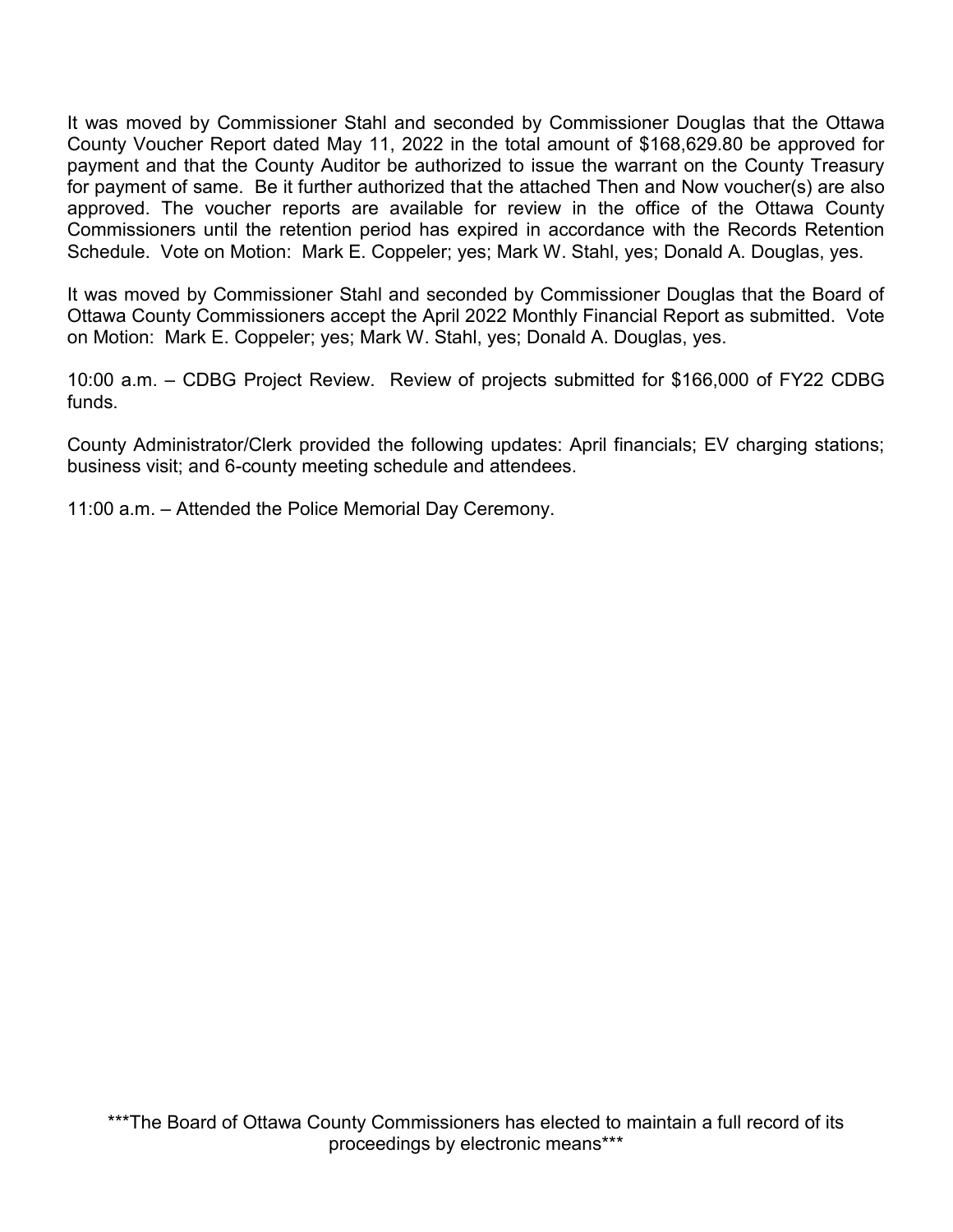It was moved by Commissioner Stahl and seconded by Commissioner Douglas that the Ottawa County Voucher Report dated May 11, 2022 in the total amount of $168,629.80 be approved for payment and that the County Auditor be authorized to issue the warrant on the County Treasury for payment of same. Be it further authorized that the attached Then and Now voucher(s) are also approved. The voucher reports are available for review in the office of the Ottawa County Commissioners until the retention period has expired in accordance with the Records Retention Schedule. Vote on Motion: Mark E. Coppeler; yes; Mark W. Stahl, yes; Donald A. Douglas, yes.

It was moved by Commissioner Stahl and seconded by Commissioner Douglas that the Board of Ottawa County Commissioners accept the April 2022 Monthly Financial Report as submitted. Vote on Motion: Mark E. Coppeler; yes; Mark W. Stahl, yes; Donald A. Douglas, yes.

10:00 a.m. – CDBG Project Review. Review of projects submitted for $166,000 of FY22 CDBG funds.

County Administrator/Clerk provided the following updates: April financials; EV charging stations; business visit; and 6-county meeting schedule and attendees.

11:00 a.m. – Attended the Police Memorial Day Ceremony.

***The Board of Ottawa County Commissioners has elected to maintain a full record of its proceedings by electronic means***